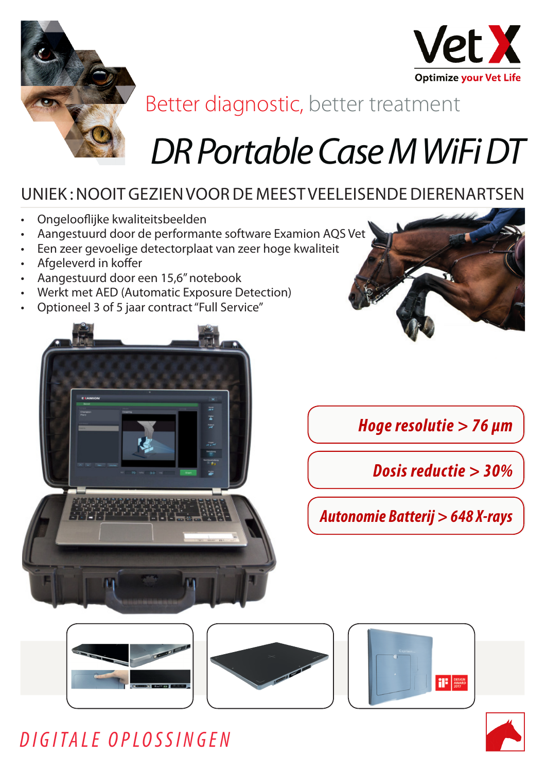Vet X

Optimize your Vet Life

Better diagnostic, better treatment

# DR Portable Case M WiFi DT

## UNIEK : NOOIT GEZIEN VOOR DE MEEST VEELEISENDE DIERENARTSEN

- Ongelooflijke kwaliteitsbeelden
- Aangestuurd door de performante software Examion AQS Vet
- Een zeer gevoelige detectorplaat van zeer hoge kwaliteit
- Afgeleverd in koffer
- Aangestuurd door een 15,6" notebook
- Werkt met AED (Automatic Exposure Detection)
- Optioneel 3 of 5 jaar contract "Full Service"

***Hoge resolutie > 76 µm***

***Dosis reductie > 30%***

***Autonomie Batterij > 648 X-rays***

*DIGITALE OPLOSSINGEN*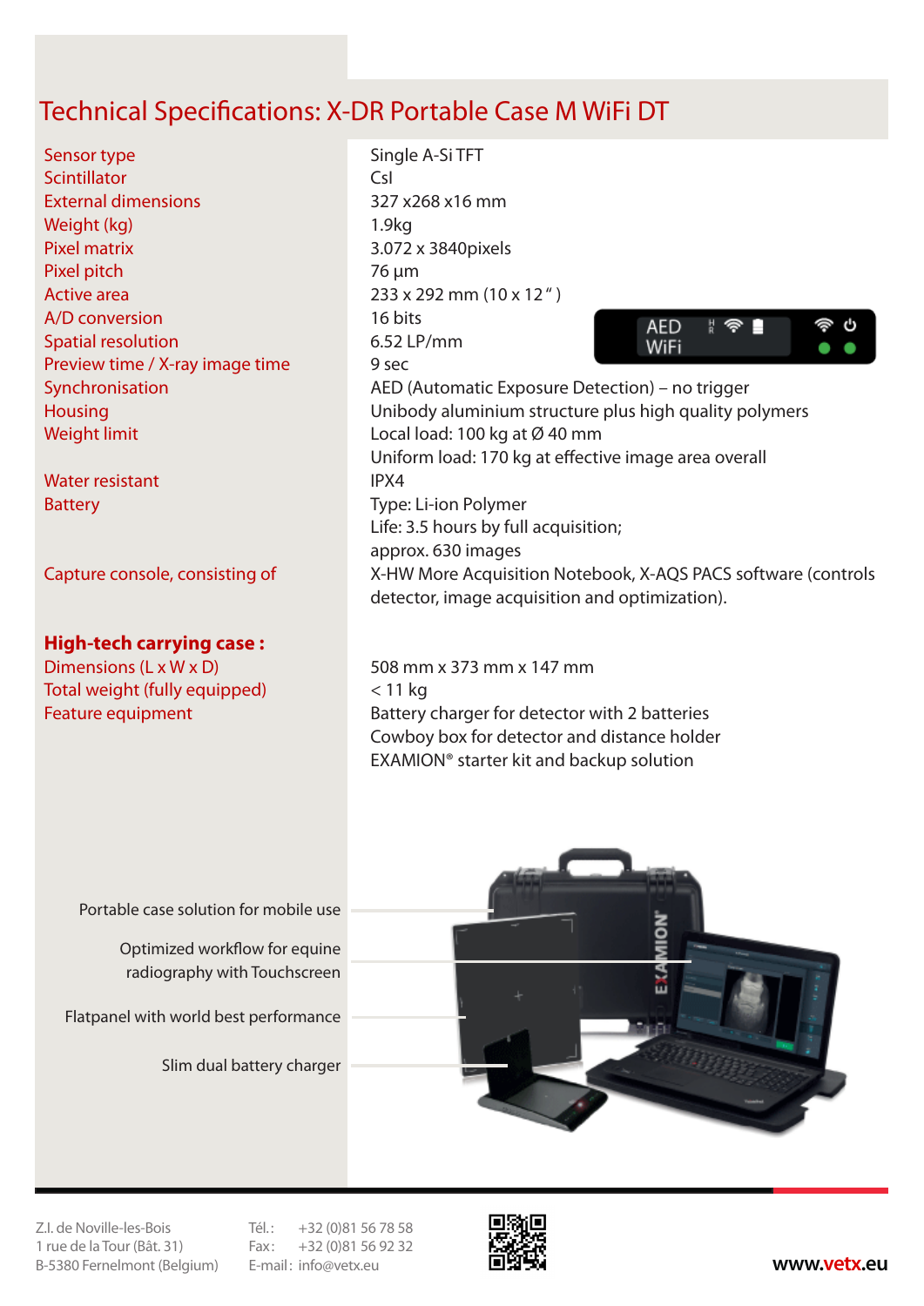# Technical Specifications: X-DR Portable Case M WiFi DT

| | |
|---|---|
| Sensor type | Single A-Si TFT |
| Scintillator | CsI |
| External dimensions | 327 x268 x16 mm |
| Weight (kg) | 1.9kg |
| Pixel matrix | 3.072 x 3840pixels |
| Pixel pitch | 76 µm |
| Active area | 233 x 292 mm (10 x 12") |
| A/D conversion | 16 bits |
| Spatial resolution | 6.52 LP/mm |
| Preview time / X-ray image time | 9 sec |
| Synchronisation | AED (Automatic Exposure Detection) – no trigger |
| Housing | Unibody aluminium structure plus high quality polymers |
| Weight limit | Local load: 100 kg at Ø 40 mm<br>Uniform load: 170 kg at effective image area overall |
| Water resistant | IPX4 |
| Battery | Type: Li-ion Polymer<br>Life: 3.5 hours by full acquisition;<br>approx. 630 images |
| Capture console, consisting of | X-HW More Acquisition Notebook, X-AQS PACS software (controls detector, image acquisition and optimization). |

**High-tech carrying case :**

| | |
|---|---|
| Dimensions (L x W x D) | 508 mm x 373 mm x 147 mm |
| Total weight (fully equipped) | < 11 kg |
| Feature equipment | Battery charger for detector with 2 batteries<br>Cowboy box for detector and distance holder<br>EXAMION® starter kit and backup solution |

Portable case solution for mobile use

Optimized workflow for equine radiography with Touchscreen

Flatpanel with world best performance

Slim dual battery charger

Z.I. de Noville-les-Bois
1 rue de la Tour (Bât. 31)
B-5380 Fernelmont (Belgium)

Tél.: +32 (0)81 56 78 58
Fax: +32 (0)81 56 92 32
E-mail: info@vetx.eu

www.vetx.eu